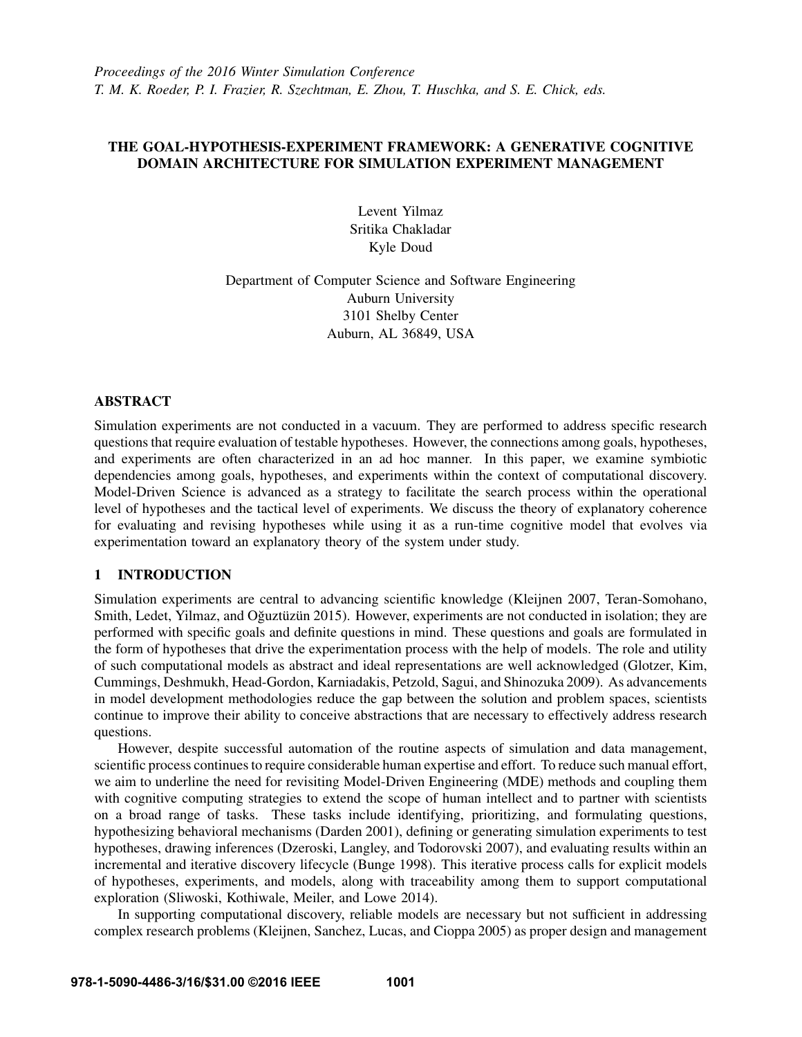*Proceedings of the 2016 Winter Simulation Conference*
*T. M. K. Roeder, P. I. Frazier, R. Szechtman, E. Zhou, T. Huschka, and S. E. Chick, eds.*

# THE GOAL-HYPOTHESIS-EXPERIMENT FRAMEWORK: A GENERATIVE COGNITIVE DOMAIN ARCHITECTURE FOR SIMULATION EXPERIMENT MANAGEMENT

Levent Yilmaz
Sritika Chakladar
Kyle Doud

Department of Computer Science and Software Engineering
Auburn University
3101 Shelby Center
Auburn, AL 36849, USA

## ABSTRACT

Simulation experiments are not conducted in a vacuum. They are performed to address specific research questions that require evaluation of testable hypotheses. However, the connections among goals, hypotheses, and experiments are often characterized in an ad hoc manner. In this paper, we examine symbiotic dependencies among goals, hypotheses, and experiments within the context of computational discovery. Model-Driven Science is advanced as a strategy to facilitate the search process within the operational level of hypotheses and the tactical level of experiments. We discuss the theory of explanatory coherence for evaluating and revising hypotheses while using it as a run-time cognitive model that evolves via experimentation toward an explanatory theory of the system under study.

## 1 INTRODUCTION

Simulation experiments are central to advancing scientific knowledge (Kleijnen 2007, Teran-Somohano, Smith, Ledet, Yilmaz, and Oğuztüzün 2015). However, experiments are not conducted in isolation; they are performed with specific goals and definite questions in mind. These questions and goals are formulated in the form of hypotheses that drive the experimentation process with the help of models. The role and utility of such computational models as abstract and ideal representations are well acknowledged (Glotzer, Kim, Cummings, Deshmukh, Head-Gordon, Karniadakis, Petzold, Sagui, and Shinozuka 2009). As advancements in model development methodologies reduce the gap between the solution and problem spaces, scientists continue to improve their ability to conceive abstractions that are necessary to effectively address research questions.

However, despite successful automation of the routine aspects of simulation and data management, scientific process continues to require considerable human expertise and effort. To reduce such manual effort, we aim to underline the need for revisiting Model-Driven Engineering (MDE) methods and coupling them with cognitive computing strategies to extend the scope of human intellect and to partner with scientists on a broad range of tasks. These tasks include identifying, prioritizing, and formulating questions, hypothesizing behavioral mechanisms (Darden 2001), defining or generating simulation experiments to test hypotheses, drawing inferences (Dzeroski, Langley, and Todorovski 2007), and evaluating results within an incremental and iterative discovery lifecycle (Bunge 1998). This iterative process calls for explicit models of hypotheses, experiments, and models, along with traceability among them to support computational exploration (Sliwoski, Kothiwale, Meiler, and Lowe 2014).

In supporting computational discovery, reliable models are necessary but not sufficient in addressing complex research problems (Kleijnen, Sanchez, Lucas, and Cioppa 2005) as proper design and management

978-1-5090-4486-3/16/$31.00 ©2016 IEEE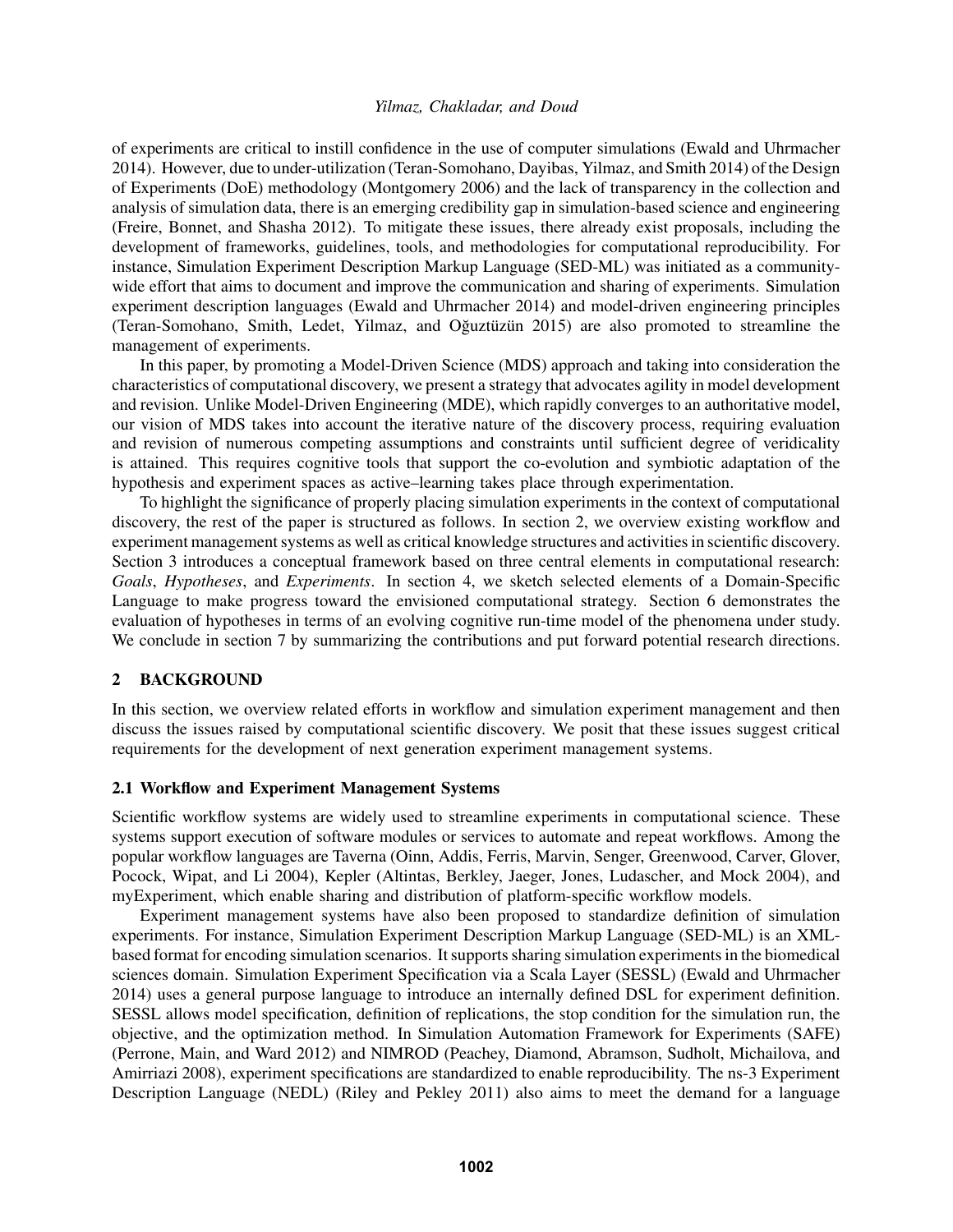of experiments are critical to instill confidence in the use of computer simulations (Ewald and Uhrmacher 2014). However, due to under-utilization (Teran-Somohano, Dayibas, Yilmaz, and Smith 2014) of the Design of Experiments (DoE) methodology (Montgomery 2006) and the lack of transparency in the collection and analysis of simulation data, there is an emerging credibility gap in simulation-based science and engineering (Freire, Bonnet, and Shasha 2012). To mitigate these issues, there already exist proposals, including the development of frameworks, guidelines, tools, and methodologies for computational reproducibility. For instance, Simulation Experiment Description Markup Language (SED-ML) was initiated as a community-wide effort that aims to document and improve the communication and sharing of experiments. Simulation experiment description languages (Ewald and Uhrmacher 2014) and model-driven engineering principles (Teran-Somohano, Smith, Ledet, Yilmaz, and Oğuztüzün 2015) are also promoted to streamline the management of experiments.

In this paper, by promoting a Model-Driven Science (MDS) approach and taking into consideration the characteristics of computational discovery, we present a strategy that advocates agility in model development and revision. Unlike Model-Driven Engineering (MDE), which rapidly converges to an authoritative model, our vision of MDS takes into account the iterative nature of the discovery process, requiring evaluation and revision of numerous competing assumptions and constraints until sufficient degree of veridicality is attained. This requires cognitive tools that support the co-evolution and symbiotic adaptation of the hypothesis and experiment spaces as active–learning takes place through experimentation.

To highlight the significance of properly placing simulation experiments in the context of computational discovery, the rest of the paper is structured as follows. In section 2, we overview existing workflow and experiment management systems as well as critical knowledge structures and activities in scientific discovery. Section 3 introduces a conceptual framework based on three central elements in computational research: *Goals*, *Hypotheses*, and *Experiments*. In section 4, we sketch selected elements of a Domain-Specific Language to make progress toward the envisioned computational strategy. Section 6 demonstrates the evaluation of hypotheses in terms of an evolving cognitive run-time model of the phenomena under study. We conclude in section 7 by summarizing the contributions and put forward potential research directions.

## 2 BACKGROUND

In this section, we overview related efforts in workflow and simulation experiment management and then discuss the issues raised by computational scientific discovery. We posit that these issues suggest critical requirements for the development of next generation experiment management systems.

### 2.1 Workflow and Experiment Management Systems

Scientific workflow systems are widely used to streamline experiments in computational science. These systems support execution of software modules or services to automate and repeat workflows. Among the popular workflow languages are Taverna (Oinn, Addis, Ferris, Marvin, Senger, Greenwood, Carver, Glover, Pocock, Wipat, and Li 2004), Kepler (Altintas, Berkley, Jaeger, Jones, Ludascher, and Mock 2004), and myExperiment, which enable sharing and distribution of platform-specific workflow models.

Experiment management systems have also been proposed to standardize definition of simulation experiments. For instance, Simulation Experiment Description Markup Language (SED-ML) is an XML-based format for encoding simulation scenarios. It supports sharing simulation experiments in the biomedical sciences domain. Simulation Experiment Specification via a Scala Layer (SESSL) (Ewald and Uhrmacher 2014) uses a general purpose language to introduce an internally defined DSL for experiment definition. SESSL allows model specification, definition of replications, the stop condition for the simulation run, the objective, and the optimization method. In Simulation Automation Framework for Experiments (SAFE) (Perrone, Main, and Ward 2012) and NIMROD (Peachey, Diamond, Abramson, Sudholt, Michailova, and Amirriazi 2008), experiment specifications are standardized to enable reproducibility. The ns-3 Experiment Description Language (NEDL) (Riley and Pekley 2011) also aims to meet the demand for a language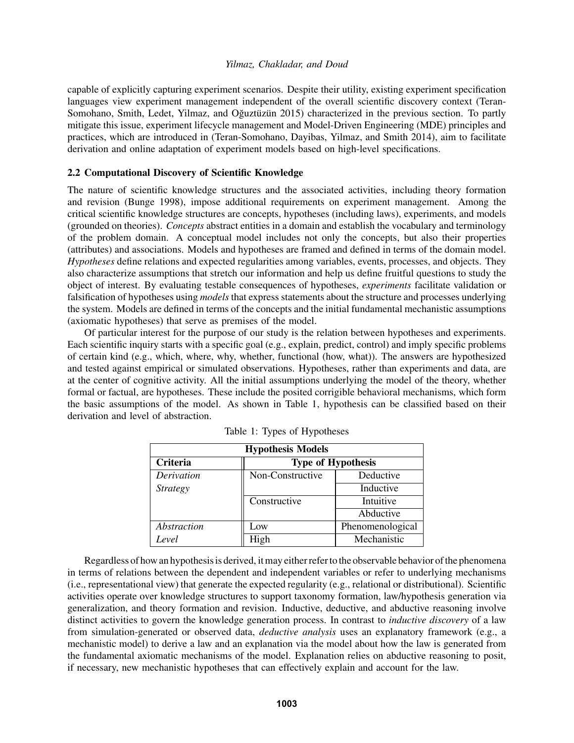capable of explicitly capturing experiment scenarios. Despite their utility, existing experiment specification languages view experiment management independent of the overall scientific discovery context (Teran-Somohano, Smith, Ledet, Yilmaz, and Oğuztüzün 2015) characterized in the previous section. To partly mitigate this issue, experiment lifecycle management and Model-Driven Engineering (MDE) principles and practices, which are introduced in (Teran-Somohano, Dayibas, Yilmaz, and Smith 2014), aim to facilitate derivation and online adaptation of experiment models based on high-level specifications.

### 2.2 Computational Discovery of Scientific Knowledge

The nature of scientific knowledge structures and the associated activities, including theory formation and revision (Bunge 1998), impose additional requirements on experiment management. Among the critical scientific knowledge structures are concepts, hypotheses (including laws), experiments, and models (grounded on theories). *Concepts* abstract entities in a domain and establish the vocabulary and terminology of the problem domain. A conceptual model includes not only the concepts, but also their properties (attributes) and associations. Models and hypotheses are framed and defined in terms of the domain model. *Hypotheses* define relations and expected regularities among variables, events, processes, and objects. They also characterize assumptions that stretch our information and help us define fruitful questions to study the object of interest. By evaluating testable consequences of hypotheses, *experiments* facilitate validation or falsification of hypotheses using *models* that express statements about the structure and processes underlying the system. Models are defined in terms of the concepts and the initial fundamental mechanistic assumptions (axiomatic hypotheses) that serve as premises of the model.

Of particular interest for the purpose of our study is the relation between hypotheses and experiments. Each scientific inquiry starts with a specific goal (e.g., explain, predict, control) and imply specific problems of certain kind (e.g., which, where, why, whether, functional (how, what)). The answers are hypothesized and tested against empirical or simulated observations. Hypotheses, rather than experiments and data, are at the center of cognitive activity. All the initial assumptions underlying the model of the theory, whether formal or factual, are hypotheses. These include the posited corrigible behavioral mechanisms, which form the basic assumptions of the model. As shown in Table 1, hypothesis can be classified based on their derivation and level of abstraction.

Table 1: Types of Hypotheses

| Hypothesis Models | | |
|---|---|---|
| **Criteria** | **Type of Hypothesis** | |
| *Derivation Strategy* | Non-Constructive | Deductive |
| | | Inductive |
| | Constructive | Intuitive |
| | | Abductive |
| *Abstraction Level* | Low | Phenomenological |
| | High | Mechanistic |

Regardless of how an hypothesis is derived, it may either refer to the observable behavior of the phenomena in terms of relations between the dependent and independent variables or refer to underlying mechanisms (i.e., representational view) that generate the expected regularity (e.g., relational or distributional). Scientific activities operate over knowledge structures to support taxonomy formation, law/hypothesis generation via generalization, and theory formation and revision. Inductive, deductive, and abductive reasoning involve distinct activities to govern the knowledge generation process. In contrast to *inductive discovery* of a law from simulation-generated or observed data, *deductive analysis* uses an explanatory framework (e.g., a mechanistic model) to derive a law and an explanation via the model about how the law is generated from the fundamental axiomatic mechanisms of the model. Explanation relies on abductive reasoning to posit, if necessary, new mechanistic hypotheses that can effectively explain and account for the law.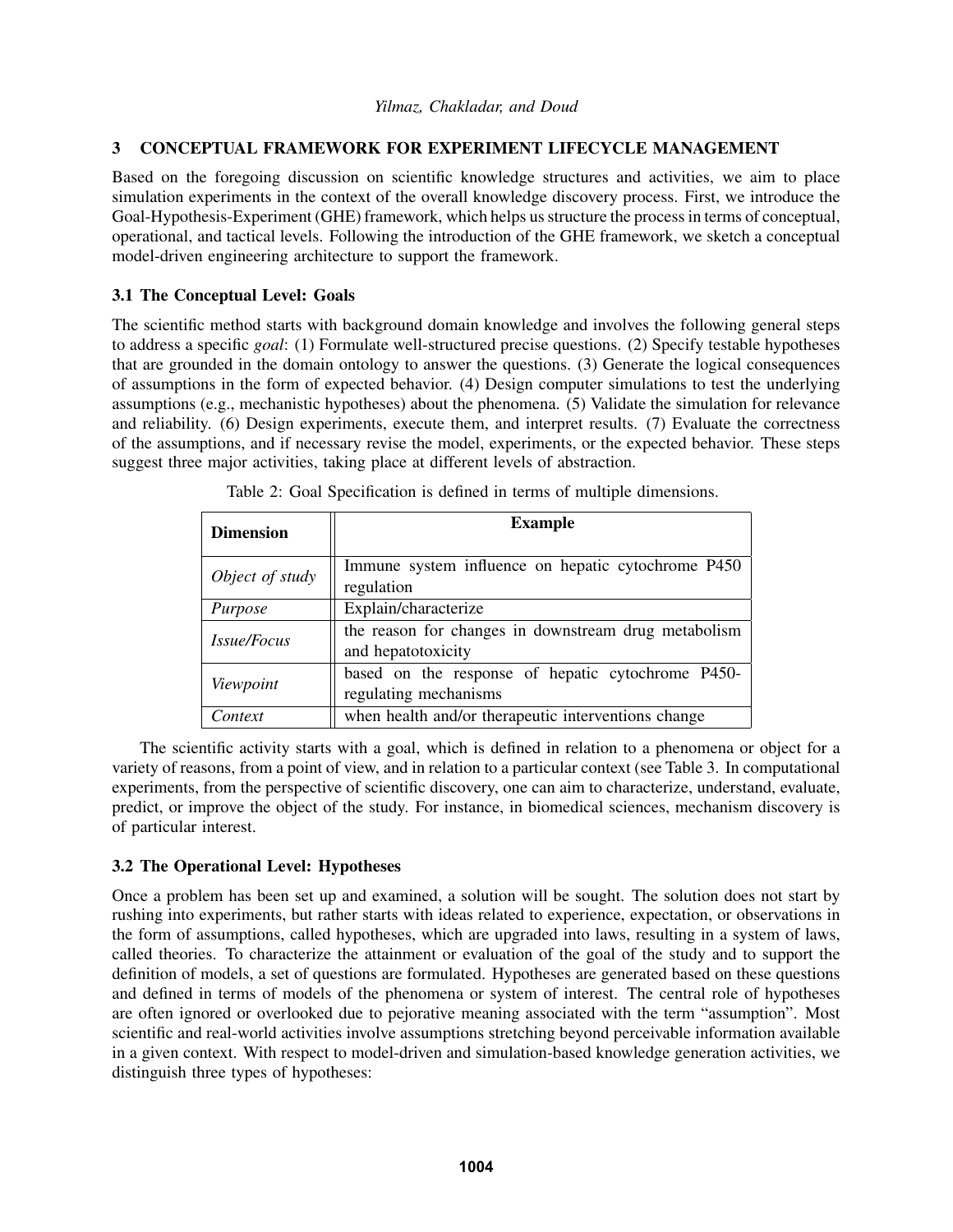## 3 CONCEPTUAL FRAMEWORK FOR EXPERIMENT LIFECYCLE MANAGEMENT

Based on the foregoing discussion on scientific knowledge structures and activities, we aim to place simulation experiments in the context of the overall knowledge discovery process. First, we introduce the Goal-Hypothesis-Experiment (GHE) framework, which helps us structure the process in terms of conceptual, operational, and tactical levels. Following the introduction of the GHE framework, we sketch a conceptual model-driven engineering architecture to support the framework.

### 3.1 The Conceptual Level: Goals

The scientific method starts with background domain knowledge and involves the following general steps to address a specific *goal*: (1) Formulate well-structured precise questions. (2) Specify testable hypotheses that are grounded in the domain ontology to answer the questions. (3) Generate the logical consequences of assumptions in the form of expected behavior. (4) Design computer simulations to test the underlying assumptions (e.g., mechanistic hypotheses) about the phenomena. (5) Validate the simulation for relevance and reliability. (6) Design experiments, execute them, and interpret results. (7) Evaluate the correctness of the assumptions, and if necessary revise the model, experiments, or the expected behavior. These steps suggest three major activities, taking place at different levels of abstraction.

Table 2: Goal Specification is defined in terms of multiple dimensions.

| **Dimension** | **Example** |
|---|---|
| *Object of study* | Immune system influence on hepatic cytochrome P450 regulation |
| *Purpose* | Explain/characterize |
| *Issue/Focus* | the reason for changes in downstream drug metabolism and hepatotoxicity |
| *Viewpoint* | based on the response of hepatic cytochrome P450-regulating mechanisms |
| *Context* | when health and/or therapeutic interventions change |

The scientific activity starts with a goal, which is defined in relation to a phenomena or object for a variety of reasons, from a point of view, and in relation to a particular context (see Table 3. In computational experiments, from the perspective of scientific discovery, one can aim to characterize, understand, evaluate, predict, or improve the object of the study. For instance, in biomedical sciences, mechanism discovery is of particular interest.

### 3.2 The Operational Level: Hypotheses

Once a problem has been set up and examined, a solution will be sought. The solution does not start by rushing into experiments, but rather starts with ideas related to experience, expectation, or observations in the form of assumptions, called hypotheses, which are upgraded into laws, resulting in a system of laws, called theories. To characterize the attainment or evaluation of the goal of the study and to support the definition of models, a set of questions are formulated. Hypotheses are generated based on these questions and defined in terms of models of the phenomena or system of interest. The central role of hypotheses are often ignored or overlooked due to pejorative meaning associated with the term "assumption". Most scientific and real-world activities involve assumptions stretching beyond perceivable information available in a given context. With respect to model-driven and simulation-based knowledge generation activities, we distinguish three types of hypotheses: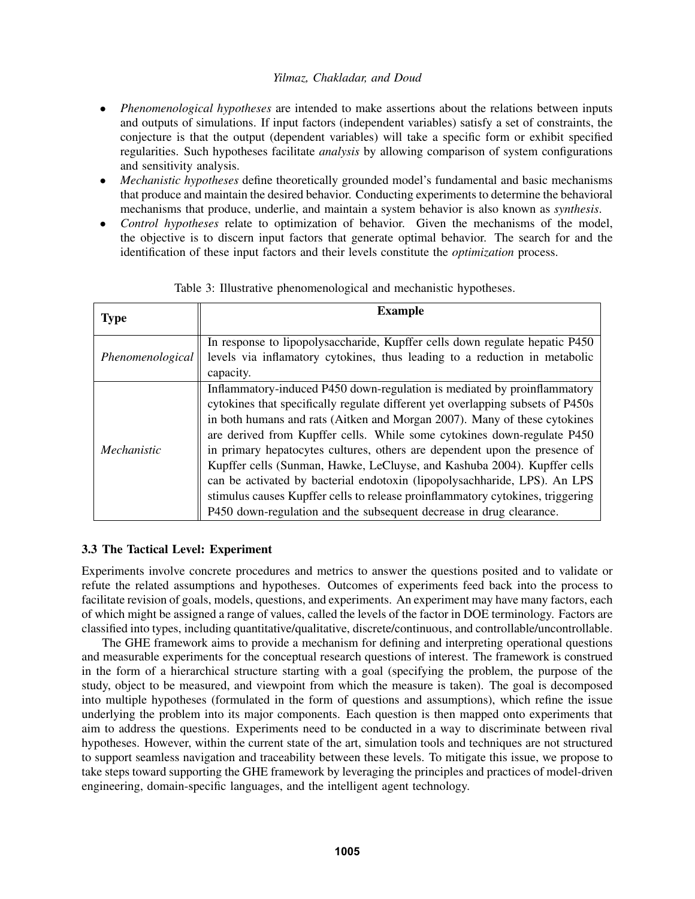- *Phenomenological hypotheses* are intended to make assertions about the relations between inputs and outputs of simulations. If input factors (independent variables) satisfy a set of constraints, the conjecture is that the output (dependent variables) will take a specific form or exhibit specified regularities. Such hypotheses facilitate *analysis* by allowing comparison of system configurations and sensitivity analysis.
- *Mechanistic hypotheses* define theoretically grounded model's fundamental and basic mechanisms that produce and maintain the desired behavior. Conducting experiments to determine the behavioral mechanisms that produce, underlie, and maintain a system behavior is also known as *synthesis*.
- *Control hypotheses* relate to optimization of behavior. Given the mechanisms of the model, the objective is to discern input factors that generate optimal behavior. The search for and the identification of these input factors and their levels constitute the *optimization* process.

Table 3: Illustrative phenomenological and mechanistic hypotheses.

| **Type** | **Example** |
|---|---|
| *Phenomenological* | In response to lipopolysaccharide, Kupffer cells down regulate hepatic P450 levels via inflamatory cytokines, thus leading to a reduction in metabolic capacity. |
| *Mechanistic* | Inflammatory-induced P450 down-regulation is mediated by proinflammatory cytokines that specifically regulate different yet overlapping subsets of P450s in both humans and rats (Aitken and Morgan 2007). Many of these cytokines are derived from Kupffer cells. While some cytokines down-regulate P450 in primary hepatocytes cultures, others are dependent upon the presence of Kupffer cells (Sunman, Hawke, LeCluyse, and Kashuba 2004). Kupffer cells can be activated by bacterial endotoxin (lipopolysachharide, LPS). An LPS stimulus causes Kupffer cells to release proinflammatory cytokines, triggering P450 down-regulation and the subsequent decrease in drug clearance. |

### 3.3 The Tactical Level: Experiment

Experiments involve concrete procedures and metrics to answer the questions posited and to validate or refute the related assumptions and hypotheses. Outcomes of experiments feed back into the process to facilitate revision of goals, models, questions, and experiments. An experiment may have many factors, each of which might be assigned a range of values, called the levels of the factor in DOE terminology. Factors are classified into types, including quantitative/qualitative, discrete/continuous, and controllable/uncontrollable.

The GHE framework aims to provide a mechanism for defining and interpreting operational questions and measurable experiments for the conceptual research questions of interest. The framework is construed in the form of a hierarchical structure starting with a goal (specifying the problem, the purpose of the study, object to be measured, and viewpoint from which the measure is taken). The goal is decomposed into multiple hypotheses (formulated in the form of questions and assumptions), which refine the issue underlying the problem into its major components. Each question is then mapped onto experiments that aim to address the questions. Experiments need to be conducted in a way to discriminate between rival hypotheses. However, within the current state of the art, simulation tools and techniques are not structured to support seamless navigation and traceability between these levels. To mitigate this issue, we propose to take steps toward supporting the GHE framework by leveraging the principles and practices of model-driven engineering, domain-specific languages, and the intelligent agent technology.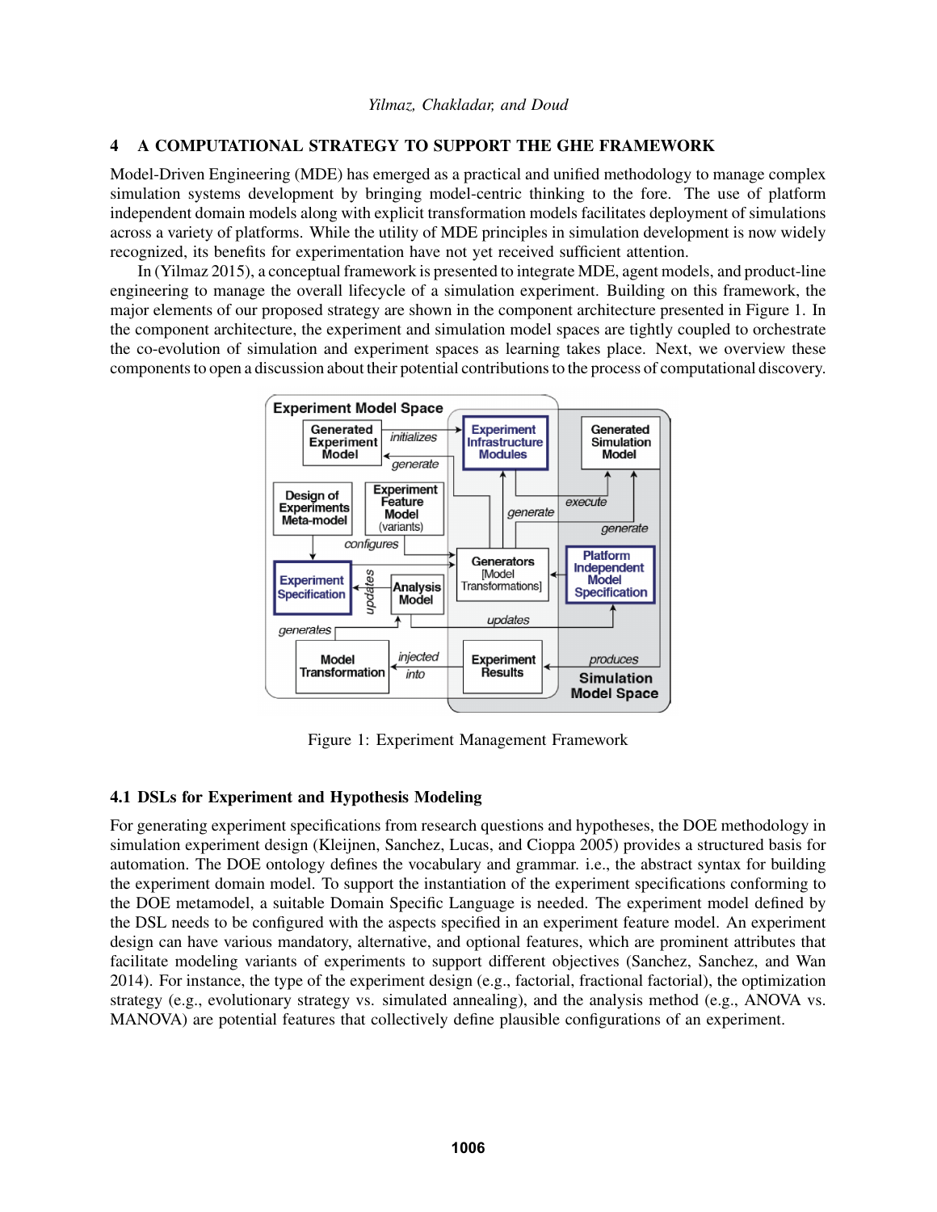## 4 A COMPUTATIONAL STRATEGY TO SUPPORT THE GHE FRAMEWORK

Model-Driven Engineering (MDE) has emerged as a practical and unified methodology to manage complex simulation systems development by bringing model-centric thinking to the fore. The use of platform independent domain models along with explicit transformation models facilitates deployment of simulations across a variety of platforms. While the utility of MDE principles in simulation development is now widely recognized, its benefits for experimentation have not yet received sufficient attention.

In (Yilmaz 2015), a conceptual framework is presented to integrate MDE, agent models, and product-line engineering to manage the overall lifecycle of a simulation experiment. Building on this framework, the major elements of our proposed strategy are shown in the component architecture presented in Figure 1. In the component architecture, the experiment and simulation model spaces are tightly coupled to orchestrate the co-evolution of simulation and experiment spaces as learning takes place. Next, we overview these components to open a discussion about their potential contributions to the process of computational discovery.

Experiment Model Space
Generated Experiment Model
initializes
generate
Experiment Infrastructure Modules
Generated Simulation Model
Design of Experiments Meta-model
Experiment Feature Model (variants)
generate
execute
generate
configures
Generators [Model Transformations]
Platform Independent Model Specification
Experiment Specification
updates
Analysis Model
updates
generates
Model Transformation
injected into
Experiment Results
produces
Simulation Model Space

Figure 1: Experiment Management Framework

### 4.1 DSLs for Experiment and Hypothesis Modeling

For generating experiment specifications from research questions and hypotheses, the DOE methodology in simulation experiment design (Kleijnen, Sanchez, Lucas, and Cioppa 2005) provides a structured basis for automation. The DOE ontology defines the vocabulary and grammar. i.e., the abstract syntax for building the experiment domain model. To support the instantiation of the experiment specifications conforming to the DOE metamodel, a suitable Domain Specific Language is needed. The experiment model defined by the DSL needs to be configured with the aspects specified in an experiment feature model. An experiment design can have various mandatory, alternative, and optional features, which are prominent attributes that facilitate modeling variants of experiments to support different objectives (Sanchez, Sanchez, and Wan 2014). For instance, the type of the experiment design (e.g., factorial, fractional factorial), the optimization strategy (e.g., evolutionary strategy vs. simulated annealing), and the analysis method (e.g., ANOVA vs. MANOVA) are potential features that collectively define plausible configurations of an experiment.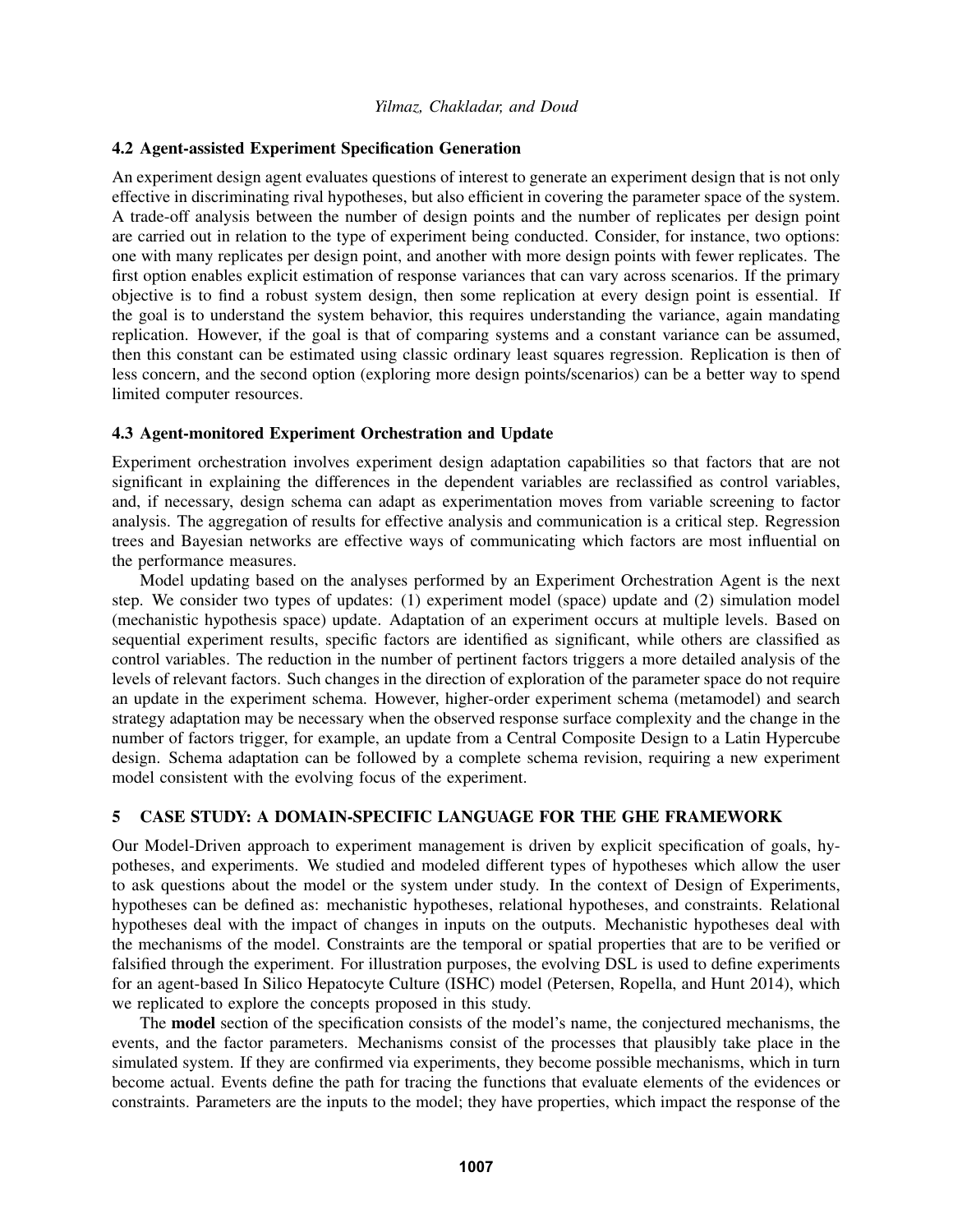### 4.2 Agent-assisted Experiment Specification Generation

An experiment design agent evaluates questions of interest to generate an experiment design that is not only effective in discriminating rival hypotheses, but also efficient in covering the parameter space of the system. A trade-off analysis between the number of design points and the number of replicates per design point are carried out in relation to the type of experiment being conducted. Consider, for instance, two options: one with many replicates per design point, and another with more design points with fewer replicates. The first option enables explicit estimation of response variances that can vary across scenarios. If the primary objective is to find a robust system design, then some replication at every design point is essential. If the goal is to understand the system behavior, this requires understanding the variance, again mandating replication. However, if the goal is that of comparing systems and a constant variance can be assumed, then this constant can be estimated using classic ordinary least squares regression. Replication is then of less concern, and the second option (exploring more design points/scenarios) can be a better way to spend limited computer resources.

### 4.3 Agent-monitored Experiment Orchestration and Update

Experiment orchestration involves experiment design adaptation capabilities so that factors that are not significant in explaining the differences in the dependent variables are reclassified as control variables, and, if necessary, design schema can adapt as experimentation moves from variable screening to factor analysis. The aggregation of results for effective analysis and communication is a critical step. Regression trees and Bayesian networks are effective ways of communicating which factors are most influential on the performance measures.

Model updating based on the analyses performed by an Experiment Orchestration Agent is the next step. We consider two types of updates: (1) experiment model (space) update and (2) simulation model (mechanistic hypothesis space) update. Adaptation of an experiment occurs at multiple levels. Based on sequential experiment results, specific factors are identified as significant, while others are classified as control variables. The reduction in the number of pertinent factors triggers a more detailed analysis of the levels of relevant factors. Such changes in the direction of exploration of the parameter space do not require an update in the experiment schema. However, higher-order experiment schema (metamodel) and search strategy adaptation may be necessary when the observed response surface complexity and the change in the number of factors trigger, for example, an update from a Central Composite Design to a Latin Hypercube design. Schema adaptation can be followed by a complete schema revision, requiring a new experiment model consistent with the evolving focus of the experiment.

## 5 CASE STUDY: A DOMAIN-SPECIFIC LANGUAGE FOR THE GHE FRAMEWORK

Our Model-Driven approach to experiment management is driven by explicit specification of goals, hypotheses, and experiments. We studied and modeled different types of hypotheses which allow the user to ask questions about the model or the system under study. In the context of Design of Experiments, hypotheses can be defined as: mechanistic hypotheses, relational hypotheses, and constraints. Relational hypotheses deal with the impact of changes in inputs on the outputs. Mechanistic hypotheses deal with the mechanisms of the model. Constraints are the temporal or spatial properties that are to be verified or falsified through the experiment. For illustration purposes, the evolving DSL is used to define experiments for an agent-based In Silico Hepatocyte Culture (ISHC) model (Petersen, Ropella, and Hunt 2014), which we replicated to explore the concepts proposed in this study.

The **model** section of the specification consists of the model's name, the conjectured mechanisms, the events, and the factor parameters. Mechanisms consist of the processes that plausibly take place in the simulated system. If they are confirmed via experiments, they become possible mechanisms, which in turn become actual. Events define the path for tracing the functions that evaluate elements of the evidences or constraints. Parameters are the inputs to the model; they have properties, which impact the response of the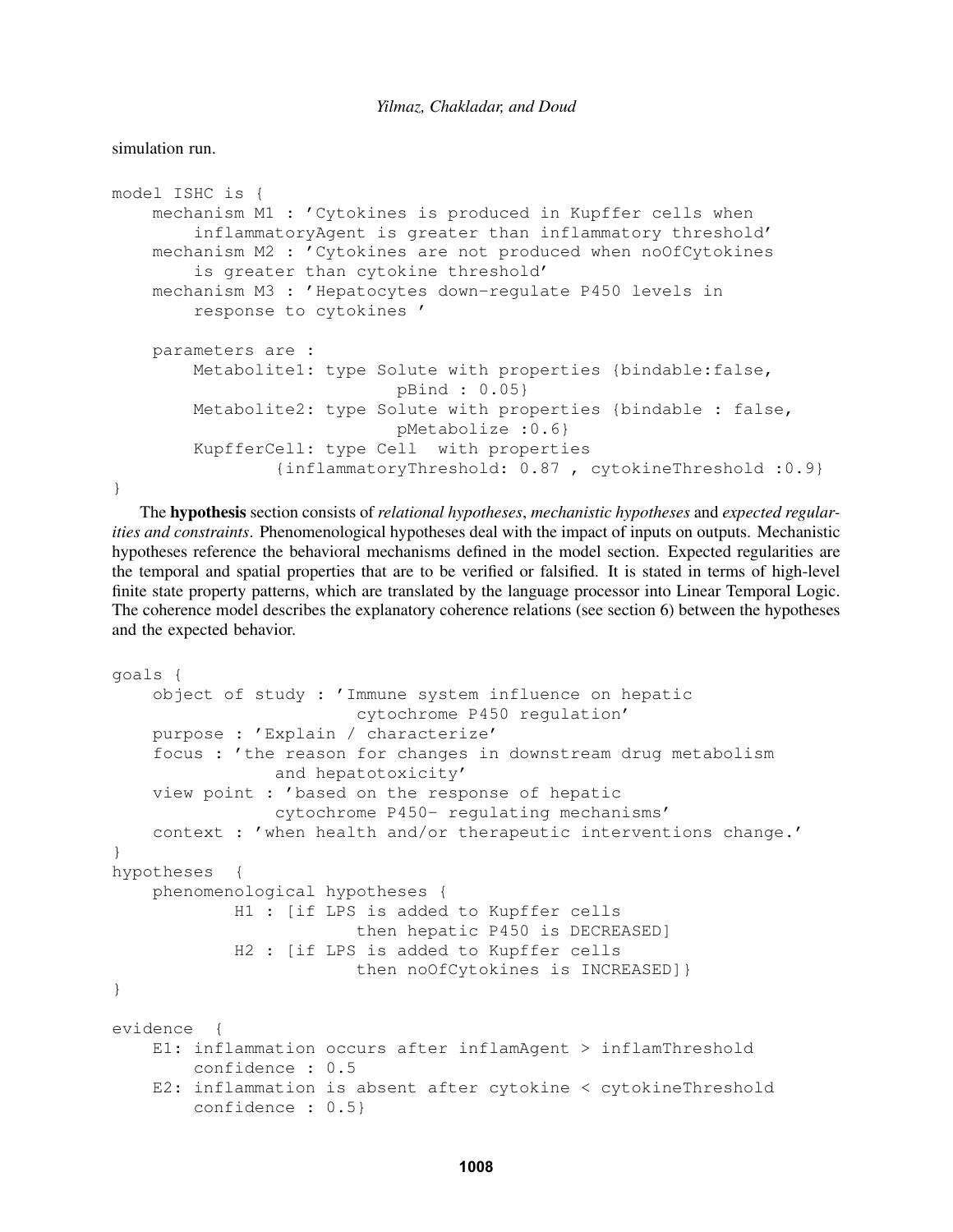simulation run.

```
model ISHC is {
    mechanism M1 : 'Cytokines is produced in Kupffer cells when
        inflammatoryAgent is greater than inflammatory threshold'
    mechanism M2 : 'Cytokines are not produced when noOfCytokines
        is greater than cytokine threshold'
    mechanism M3 : 'Hepatocytes down-regulate P450 levels in
        response to cytokines '

    parameters are :
        Metabolite1: type Solute with properties {bindable:false,
                            pBind : 0.05}
        Metabolite2: type Solute with properties {bindable : false,
                            pMetabolize :0.6}
        KupfferCell: type Cell  with properties
                {inflammatoryThreshold: 0.87 , cytokineThreshold :0.9}
}
```

The **hypothesis** section consists of *relational hypotheses*, *mechanistic hypotheses* and *expected regularities and constraints*. Phenomenological hypotheses deal with the impact of inputs on outputs. Mechanistic hypotheses reference the behavioral mechanisms defined in the model section. Expected regularities are the temporal and spatial properties that are to be verified or falsified. It is stated in terms of high-level finite state property patterns, which are translated by the language processor into Linear Temporal Logic. The coherence model describes the explanatory coherence relations (see section 6) between the hypotheses and the expected behavior.

```
goals {
    object of study : 'Immune system influence on hepatic
                        cytochrome P450 regulation'
    purpose : 'Explain / characterize'
    focus : 'the reason for changes in downstream drug metabolism
                and hepatotoxicity'
    view point : 'based on the response of hepatic
                cytochrome P450- regulating mechanisms'
    context : 'when health and/or therapeutic interventions change.'
}
hypotheses  {
    phenomenological hypotheses {
            H1 : [if LPS is added to Kupffer cells
                        then hepatic P450 is DECREASED]
            H2 : [if LPS is added to Kupffer cells
                        then noOfCytokines is INCREASED]}
}

evidence  {
    E1: inflammation occurs after inflamAgent > inflamThreshold
        confidence : 0.5
    E2: inflammation is absent after cytokine < cytokineThreshold
        confidence : 0.5}
```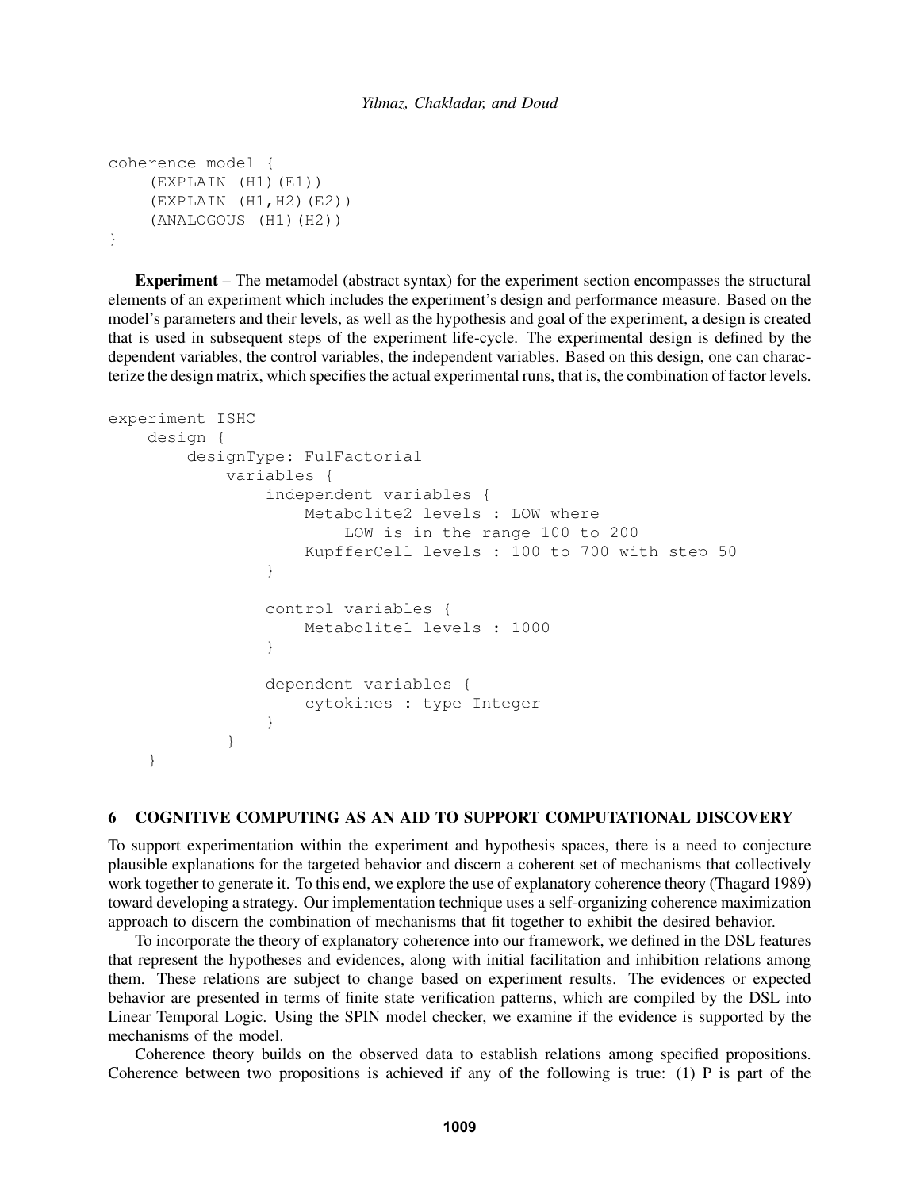```
coherence model {
    (EXPLAIN (H1)(E1))
    (EXPLAIN (H1,H2)(E2))
    (ANALOGOUS (H1)(H2))
}
```

**Experiment** – The metamodel (abstract syntax) for the experiment section encompasses the structural elements of an experiment which includes the experiment's design and performance measure. Based on the model's parameters and their levels, as well as the hypothesis and goal of the experiment, a design is created that is used in subsequent steps of the experiment life-cycle. The experimental design is defined by the dependent variables, the control variables, the independent variables. Based on this design, one can characterize the design matrix, which specifies the actual experimental runs, that is, the combination of factor levels.

```
experiment ISHC
    design {
        designType: FulFactorial
            variables {
                independent variables {
                    Metabolite2 levels : LOW where
                        LOW is in the range 100 to 200
                    KupfferCell levels : 100 to 700 with step 50
                }

                control variables {
                    Metabolite1 levels : 1000
                }

                dependent variables {
                    cytokines : type Integer
                }
            }
    }
```

## 6 COGNITIVE COMPUTING AS AN AID TO SUPPORT COMPUTATIONAL DISCOVERY

To support experimentation within the experiment and hypothesis spaces, there is a need to conjecture plausible explanations for the targeted behavior and discern a coherent set of mechanisms that collectively work together to generate it. To this end, we explore the use of explanatory coherence theory (Thagard 1989) toward developing a strategy. Our implementation technique uses a self-organizing coherence maximization approach to discern the combination of mechanisms that fit together to exhibit the desired behavior.

To incorporate the theory of explanatory coherence into our framework, we defined in the DSL features that represent the hypotheses and evidences, along with initial facilitation and inhibition relations among them. These relations are subject to change based on experiment results. The evidences or expected behavior are presented in terms of finite state verification patterns, which are compiled by the DSL into Linear Temporal Logic. Using the SPIN model checker, we examine if the evidence is supported by the mechanisms of the model.

Coherence theory builds on the observed data to establish relations among specified propositions. Coherence between two propositions is achieved if any of the following is true: (1) P is part of the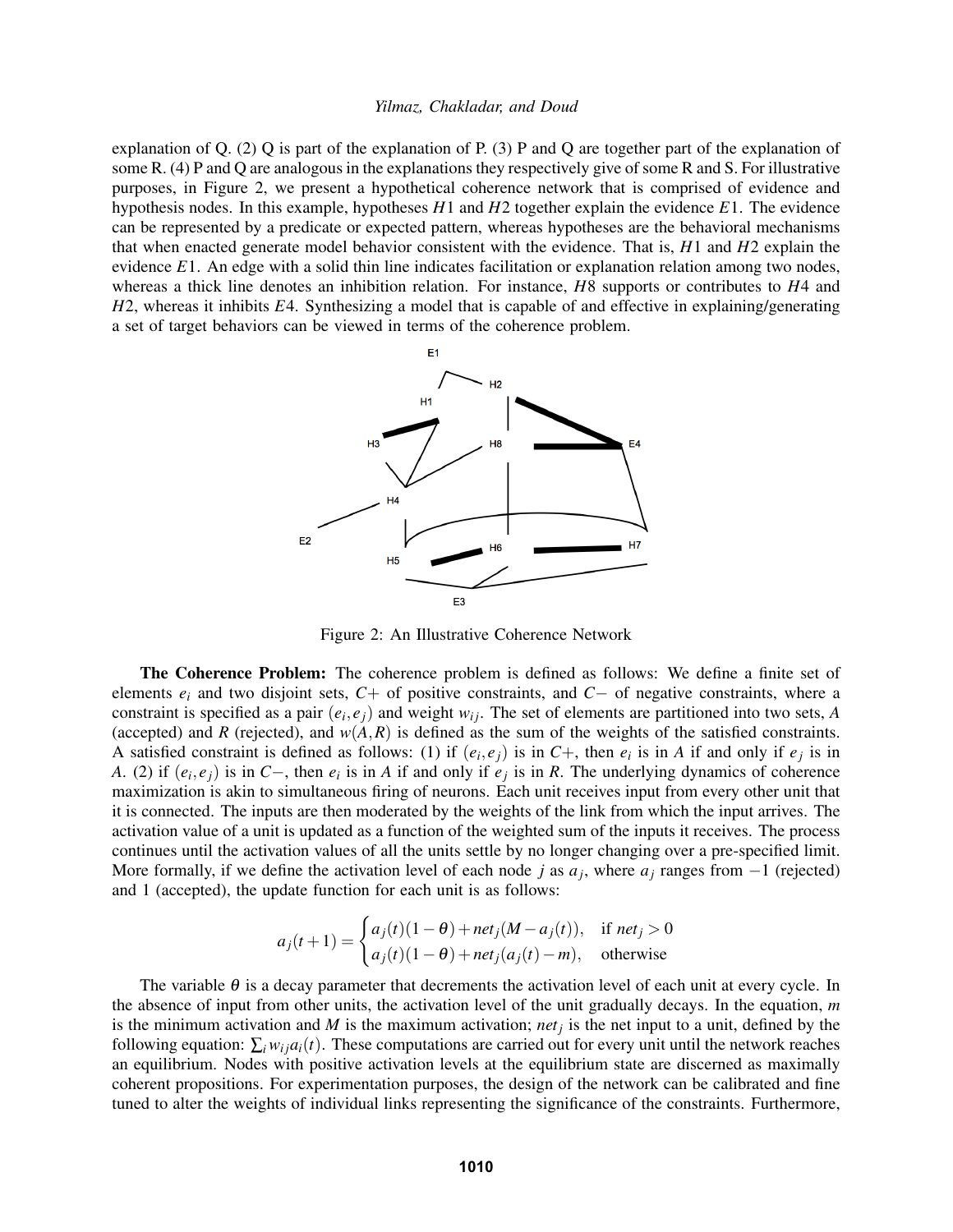explanation of Q. (2) Q is part of the explanation of P. (3) P and Q are together part of the explanation of some R. (4) P and Q are analogous in the explanations they respectively give of some R and S. For illustrative purposes, in Figure 2, we present a hypothetical coherence network that is comprised of evidence and hypothesis nodes. In this example, hypotheses $H1$ and $H2$ together explain the evidence $E1$. The evidence can be represented by a predicate or expected pattern, whereas hypotheses are the behavioral mechanisms that when enacted generate model behavior consistent with the evidence. That is, $H1$ and $H2$ explain the evidence $E1$. An edge with a solid thin line indicates facilitation or explanation relation among two nodes, whereas a thick line denotes an inhibition relation. For instance, $H8$ supports or contributes to $H4$ and $H2$, whereas it inhibits $E4$. Synthesizing a model that is capable of and effective in explaining/generating a set of target behaviors can be viewed in terms of the coherence problem.

E1
H2
H1
H3
H8
E4
H4
E2
H6
H7
H5
E3

Figure 2: An Illustrative Coherence Network

**The Coherence Problem:** The coherence problem is defined as follows: We define a finite set of elements $e_i$ and two disjoint sets, $C+$ of positive constraints, and $C-$ of negative constraints, where a constraint is specified as a pair $(e_i, e_j)$ and weight $w_{ij}$. The set of elements are partitioned into two sets, $A$ (accepted) and $R$ (rejected), and $w(A,R)$ is defined as the sum of the weights of the satisfied constraints. A satisfied constraint is defined as follows: (1) if $(e_i, e_j)$ is in $C+$, then $e_i$ is in $A$ if and only if $e_j$ is in $A$. (2) if $(e_i, e_j)$ is in $C-$, then $e_i$ is in $A$ if and only if $e_j$ is in $R$. The underlying dynamics of coherence maximization is akin to simultaneous firing of neurons. Each unit receives input from every other unit that it is connected. The inputs are then moderated by the weights of the link from which the input arrives. The activation value of a unit is updated as a function of the weighted sum of the inputs it receives. The process continues until the activation values of all the units settle by no longer changing over a pre-specified limit. More formally, if we define the activation level of each node $j$ as $a_j$, where $a_j$ ranges from $-1$ (rejected) and 1 (accepted), the update function for each unit is as follows:

$$a_j(t+1) = \begin{cases} a_j(t)(1-\theta) + net_j(M - a_j(t)), & \text{if } net_j > 0 \\ a_j(t)(1-\theta) + net_j(a_j(t) - m), & \text{otherwise} \end{cases}$$

The variable $\theta$ is a decay parameter that decrements the activation level of each unit at every cycle. In the absence of input from other units, the activation level of the unit gradually decays. In the equation, $m$ is the minimum activation and $M$ is the maximum activation; $net_j$ is the net input to a unit, defined by the following equation: $\sum_i w_{ij} a_i(t)$. These computations are carried out for every unit until the network reaches an equilibrium. Nodes with positive activation levels at the equilibrium state are discerned as maximally coherent propositions. For experimentation purposes, the design of the network can be calibrated and fine tuned to alter the weights of individual links representing the significance of the constraints. Furthermore,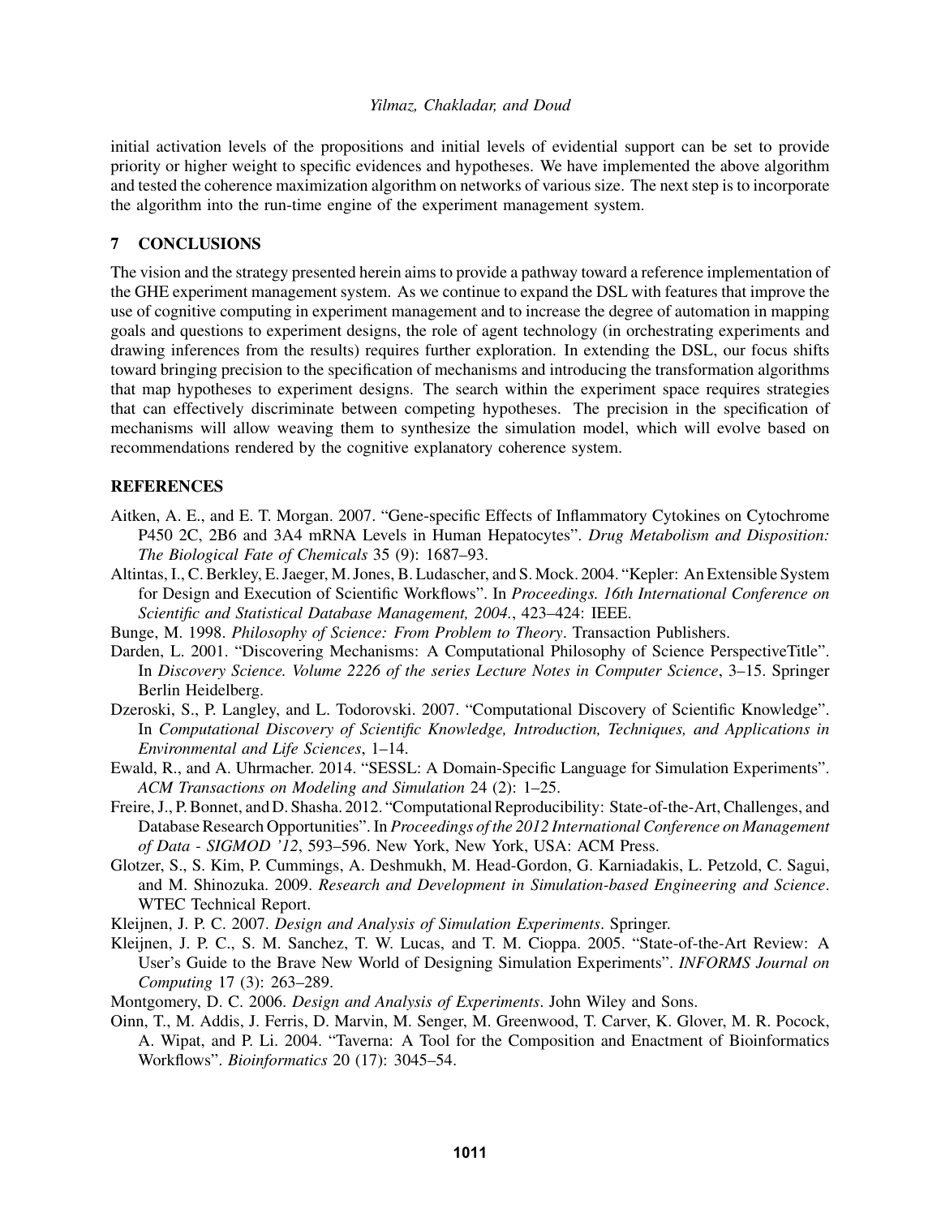initial activation levels of the propositions and initial levels of evidential support can be set to provide priority or higher weight to specific evidences and hypotheses. We have implemented the above algorithm and tested the coherence maximization algorithm on networks of various size. The next step is to incorporate the algorithm into the run-time engine of the experiment management system.

## 7 CONCLUSIONS

The vision and the strategy presented herein aims to provide a pathway toward a reference implementation of the GHE experiment management system. As we continue to expand the DSL with features that improve the use of cognitive computing in experiment management and to increase the degree of automation in mapping goals and questions to experiment designs, the role of agent technology (in orchestrating experiments and drawing inferences from the results) requires further exploration. In extending the DSL, our focus shifts toward bringing precision to the specification of mechanisms and introducing the transformation algorithms that map hypotheses to experiment designs. The search within the experiment space requires strategies that can effectively discriminate between competing hypotheses. The precision in the specification of mechanisms will allow weaving them to synthesize the simulation model, which will evolve based on recommendations rendered by the cognitive explanatory coherence system.

## REFERENCES

Aitken, A. E., and E. T. Morgan. 2007. "Gene-specific Effects of Inflammatory Cytokines on Cytochrome P450 2C, 2B6 and 3A4 mRNA Levels in Human Hepatocytes". *Drug Metabolism and Disposition: The Biological Fate of Chemicals* 35 (9): 1687–93.

Altintas, I., C. Berkley, E. Jaeger, M. Jones, B. Ludascher, and S. Mock. 2004. "Kepler: An Extensible System for Design and Execution of Scientific Workflows". In *Proceedings. 16th International Conference on Scientific and Statistical Database Management, 2004.*, 423–424: IEEE.

Bunge, M. 1998. *Philosophy of Science: From Problem to Theory*. Transaction Publishers.

Darden, L. 2001. "Discovering Mechanisms: A Computational Philosophy of Science PerspectiveTitle". In *Discovery Science. Volume 2226 of the series Lecture Notes in Computer Science*, 3–15. Springer Berlin Heidelberg.

Dzeroski, S., P. Langley, and L. Todorovski. 2007. "Computational Discovery of Scientific Knowledge". In *Computational Discovery of Scientific Knowledge, Introduction, Techniques, and Applications in Environmental and Life Sciences*, 1–14.

Ewald, R., and A. Uhrmacher. 2014. "SESSL: A Domain-Specific Language for Simulation Experiments". *ACM Transactions on Modeling and Simulation* 24 (2): 1–25.

Freire, J., P. Bonnet, and D. Shasha. 2012. "Computational Reproducibility: State-of-the-Art, Challenges, and Database Research Opportunities". In *Proceedings of the 2012 International Conference on Management of Data - SIGMOD '12*, 593–596. New York, New York, USA: ACM Press.

Glotzer, S., S. Kim, P. Cummings, A. Deshmukh, M. Head-Gordon, G. Karniadakis, L. Petzold, C. Sagui, and M. Shinozuka. 2009. *Research and Development in Simulation-based Engineering and Science*. WTEC Technical Report.

Kleijnen, J. P. C. 2007. *Design and Analysis of Simulation Experiments*. Springer.

Kleijnen, J. P. C., S. M. Sanchez, T. W. Lucas, and T. M. Cioppa. 2005. "State-of-the-Art Review: A User's Guide to the Brave New World of Designing Simulation Experiments". *INFORMS Journal on Computing* 17 (3): 263–289.

Montgomery, D. C. 2006. *Design and Analysis of Experiments*. John Wiley and Sons.

Oinn, T., M. Addis, J. Ferris, D. Marvin, M. Senger, M. Greenwood, T. Carver, K. Glover, M. R. Pocock, A. Wipat, and P. Li. 2004. "Taverna: A Tool for the Composition and Enactment of Bioinformatics Workflows". *Bioinformatics* 20 (17): 3045–54.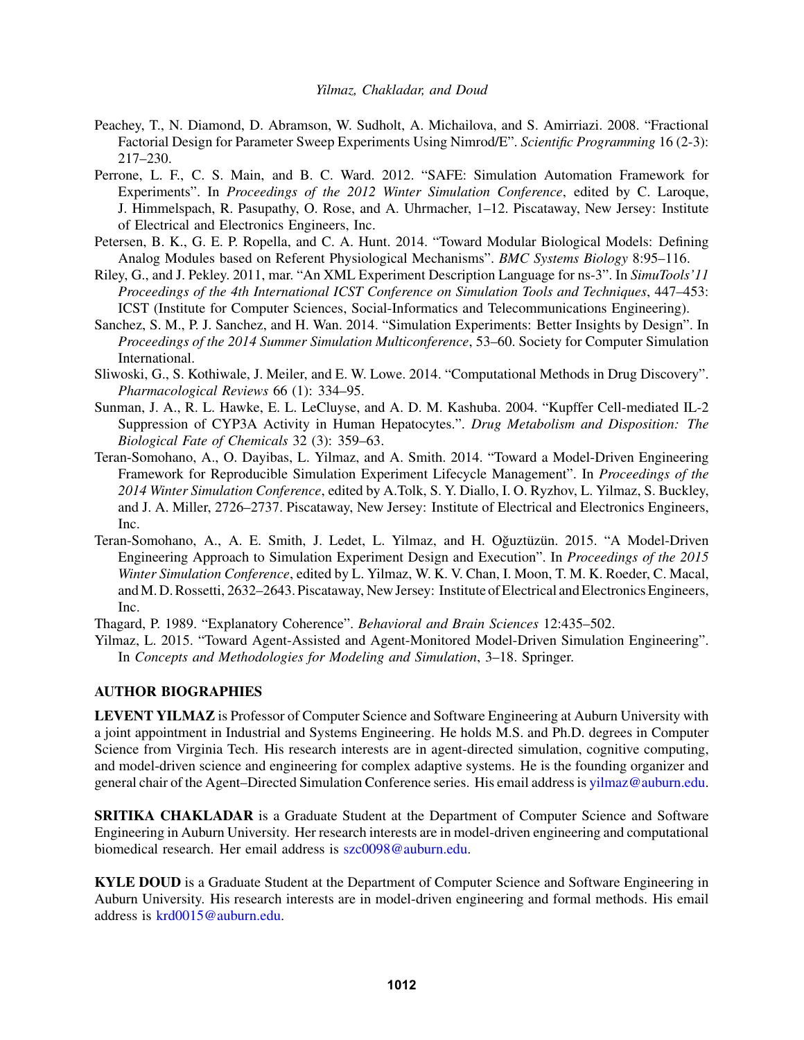Peachey, T., N. Diamond, D. Abramson, W. Sudholt, A. Michailova, and S. Amirriazi. 2008. "Fractional Factorial Design for Parameter Sweep Experiments Using Nimrod/E". *Scientific Programming* 16 (2-3): 217–230.

Perrone, L. F., C. S. Main, and B. C. Ward. 2012. "SAFE: Simulation Automation Framework for Experiments". In *Proceedings of the 2012 Winter Simulation Conference*, edited by C. Laroque, J. Himmelspach, R. Pasupathy, O. Rose, and A. Uhrmacher, 1–12. Piscataway, New Jersey: Institute of Electrical and Electronics Engineers, Inc.

Petersen, B. K., G. E. P. Ropella, and C. A. Hunt. 2014. "Toward Modular Biological Models: Defining Analog Modules based on Referent Physiological Mechanisms". *BMC Systems Biology* 8:95–116.

Riley, G., and J. Pekley. 2011, mar. "An XML Experiment Description Language for ns-3". In *SimuTools'11 Proceedings of the 4th International ICST Conference on Simulation Tools and Techniques*, 447–453: ICST (Institute for Computer Sciences, Social-Informatics and Telecommunications Engineering).

Sanchez, S. M., P. J. Sanchez, and H. Wan. 2014. "Simulation Experiments: Better Insights by Design". In *Proceedings of the 2014 Summer Simulation Multiconference*, 53–60. Society for Computer Simulation International.

Sliwoski, G., S. Kothiwale, J. Meiler, and E. W. Lowe. 2014. "Computational Methods in Drug Discovery". *Pharmacological Reviews* 66 (1): 334–95.

Sunman, J. A., R. L. Hawke, E. L. LeCluyse, and A. D. M. Kashuba. 2004. "Kupffer Cell-mediated IL-2 Suppression of CYP3A Activity in Human Hepatocytes.". *Drug Metabolism and Disposition: The Biological Fate of Chemicals* 32 (3): 359–63.

Teran-Somohano, A., O. Dayibas, L. Yilmaz, and A. Smith. 2014. "Toward a Model-Driven Engineering Framework for Reproducible Simulation Experiment Lifecycle Management". In *Proceedings of the 2014 Winter Simulation Conference*, edited by A.Tolk, S. Y. Diallo, I. O. Ryzhov, L. Yilmaz, S. Buckley, and J. A. Miller, 2726–2737. Piscataway, New Jersey: Institute of Electrical and Electronics Engineers, Inc.

Teran-Somohano, A., A. E. Smith, J. Ledet, L. Yilmaz, and H. Oğuztüzün. 2015. "A Model-Driven Engineering Approach to Simulation Experiment Design and Execution". In *Proceedings of the 2015 Winter Simulation Conference*, edited by L. Yilmaz, W. K. V. Chan, I. Moon, T. M. K. Roeder, C. Macal, and M. D. Rossetti, 2632–2643. Piscataway, New Jersey: Institute of Electrical and Electronics Engineers, Inc.

Thagard, P. 1989. "Explanatory Coherence". *Behavioral and Brain Sciences* 12:435–502.

Yilmaz, L. 2015. "Toward Agent-Assisted and Agent-Monitored Model-Driven Simulation Engineering". In *Concepts and Methodologies for Modeling and Simulation*, 3–18. Springer.

## AUTHOR BIOGRAPHIES

**LEVENT YILMAZ** is Professor of Computer Science and Software Engineering at Auburn University with a joint appointment in Industrial and Systems Engineering. He holds M.S. and Ph.D. degrees in Computer Science from Virginia Tech. His research interests are in agent-directed simulation, cognitive computing, and model-driven science and engineering for complex adaptive systems. He is the founding organizer and general chair of the Agent–Directed Simulation Conference series. His email address is yilmaz@auburn.edu.

**SRITIKA CHAKLADAR** is a Graduate Student at the Department of Computer Science and Software Engineering in Auburn University. Her research interests are in model-driven engineering and computational biomedical research. Her email address is szc0098@auburn.edu.

**KYLE DOUD** is a Graduate Student at the Department of Computer Science and Software Engineering in Auburn University. His research interests are in model-driven engineering and formal methods. His email address is krd0015@auburn.edu.